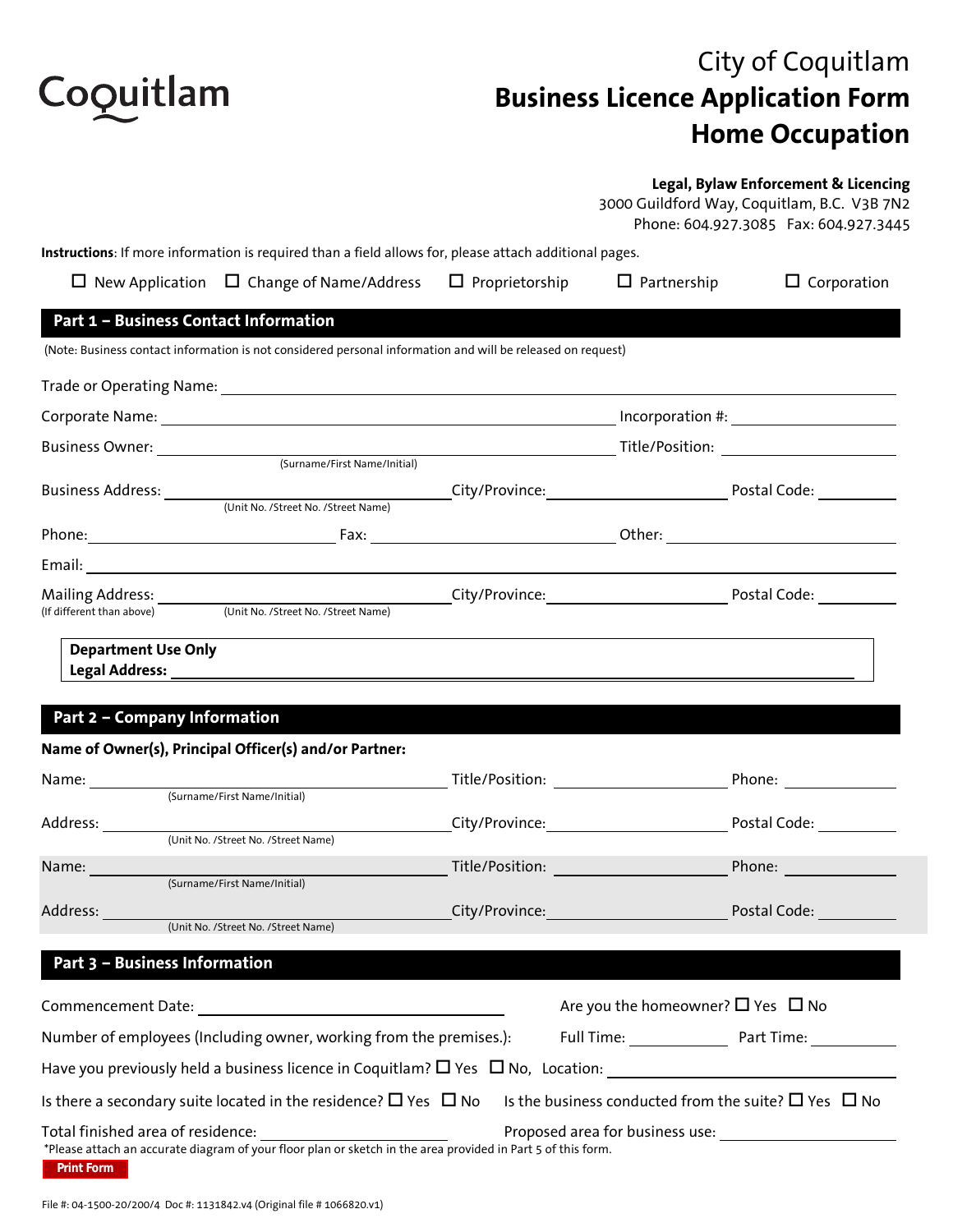Coquitlam

# City of Coquitlam
# Business Licence Application Form
# Home Occupation

**Legal, Bylaw Enforcement & Licencing**
3000 Guildford Way, Coquitlam, B.C. V3B 7N2
Phone: 604.927.3085 Fax: 604.927.3445

**Instructions**: If more information is required than a field allows for, please attach additional pages.

☐ New Application ☐ Change of Name/Address ☐ Proprietorship ☐ Partnership ☐ Corporation

## Part 1 – Business Contact Information

(Note: Business contact information is not considered personal information and will be released on request)

Trade or Operating Name: ______________________________

Corporate Name: ______________________________ Incorporation #: ______________

Business Owner: ______________________________ Title/Position: ______________
(Surname/First Name/Initial)

Business Address: ______________________________ City/Province: ______________ Postal Code: __________
(Unit No. /Street No. /Street Name)

Phone: ______________ Fax: ______________ Other: ______________

Email: ______________________________

Mailing Address: ______________________________ City/Province: ______________ Postal Code: __________
(If different than above) (Unit No. /Street No. /Street Name)

**Department Use Only**
**Legal Address:** ______________________________

## Part 2 – Company Information

**Name of Owner(s), Principal Officer(s) and/or Partner:**

Name: ______________________________ Title/Position: ______________ Phone: ______________
(Surname/First Name/Initial)

Address: ______________________________ City/Province: ______________ Postal Code: __________
(Unit No. /Street No. /Street Name)

Name: ______________________________ Title/Position: ______________ Phone: ______________
(Surname/First Name/Initial)

Address: ______________________________ City/Province: ______________ Postal Code: __________
(Unit No. /Street No. /Street Name)

## Part 3 – Business Information

Commencement Date: ______________________________ Are you the homeowner? ☐ Yes ☐ No

Number of employees (Including owner, working from the premises.): Full Time: __________ Part Time: __________

Have you previously held a business licence in Coquitlam? ☐ Yes ☐ No, Location: ______________________________

Is there a secondary suite located in the residence? ☐ Yes ☐ No Is the business conducted from the suite? ☐ Yes ☐ No

Total finished area of residence: ______________ Proposed area for business use: ______________

*Please attach an accurate diagram of your floor plan or sketch in the area provided in Part 5 of this form.

Print Form

File #: 04-1500-20/200/4 Doc #: 1131842.v4 (Original file # 1066820.v1)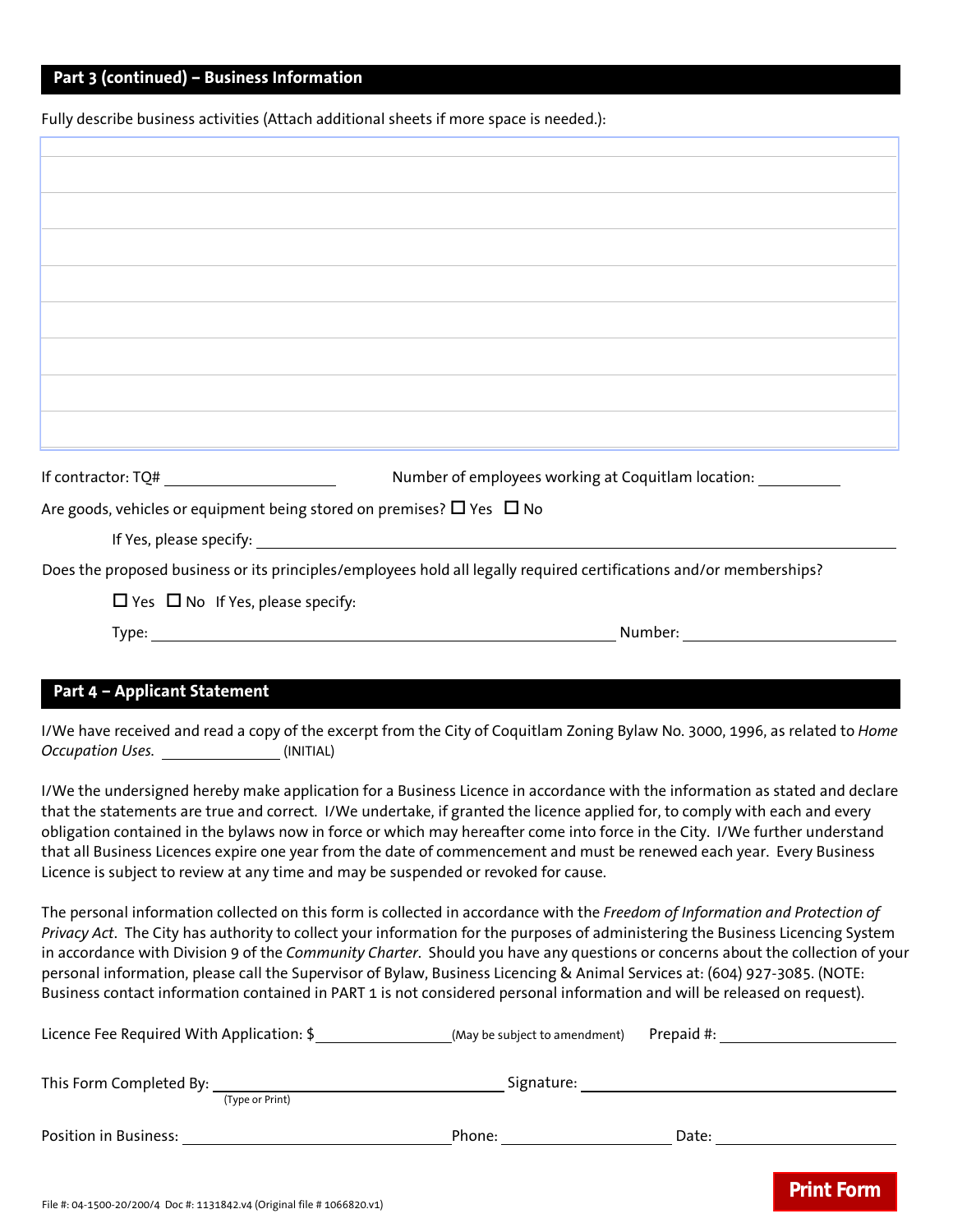## Part 3 (continued) – Business Information

Fully describe business activities (Attach additional sheets if more space is needed.):

If contractor: TQ# ____________________ Number of employees working at Coquitlam location: __________

Are goods, vehicles or equipment being stored on premises? ☐ Yes ☐ No

If Yes, please specify: ______________________________

Does the proposed business or its principles/employees hold all legally required certifications and/or memberships?

☐ Yes ☐ No If Yes, please specify:

Type: ______________________________ Number: ____________________

## Part 4 – Applicant Statement

I/We have received and read a copy of the excerpt from the City of Coquitlam Zoning Bylaw No. 3000, 1996, as related to *Home Occupation Uses*. ______________ (INITIAL)

I/We the undersigned hereby make application for a Business Licence in accordance with the information as stated and declare that the statements are true and correct. I/We undertake, if granted the licence applied for, to comply with each and every obligation contained in the bylaws now in force or which may hereafter come into force in the City. I/We further understand that all Business Licences expire one year from the date of commencement and must be renewed each year. Every Business Licence is subject to review at any time and may be suspended or revoked for cause.

The personal information collected on this form is collected in accordance with the *Freedom of Information and Protection of Privacy Act*. The City has authority to collect your information for the purposes of administering the Business Licencing System in accordance with Division 9 of the *Community Charter*. Should you have any questions or concerns about the collection of your personal information, please call the Supervisor of Bylaw, Business Licencing & Animal Services at: (604) 927-3085. (NOTE: Business contact information contained in PART 1 is not considered personal information and will be released on request).

Licence Fee Required With Application: $ ______________ (May be subject to amendment) Prepaid #: ______________

This Form Completed By: ______________________________ (Type or Print) Signature: ______________________________

Position in Business: ______________________________ Phone: ____________________ Date: ____________________

Print Form

File #: 04-1500-20/200/4 Doc #: 1131842.v4 (Original file # 1066820.v1)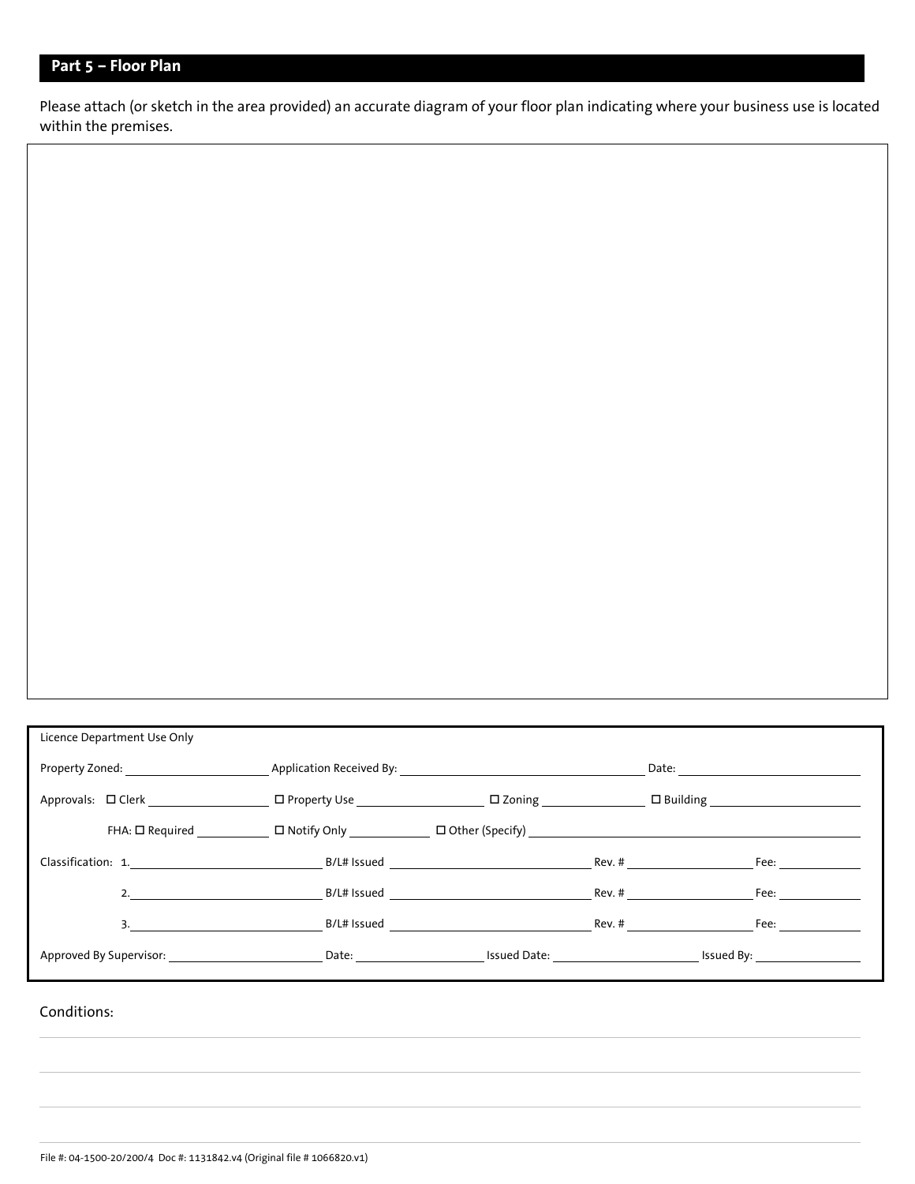## Part 5 – Floor Plan

Please attach (or sketch in the area provided) an accurate diagram of your floor plan indicating where your business use is located within the premises.

Licence Department Use Only

Property Zoned: \_\_\_\_\_\_\_\_\_\_ Application Received By: \_\_\_\_\_\_\_\_\_\_ Date: \_\_\_\_\_\_\_\_\_\_

Approvals: ☐ Clerk \_\_\_\_\_\_\_\_\_\_ ☐ Property Use \_\_\_\_\_\_\_\_\_\_ ☐ Zoning \_\_\_\_\_\_\_\_\_\_ ☐ Building \_\_\_\_\_\_\_\_\_\_

FHA: ☐ Required \_\_\_\_\_\_\_\_\_\_ ☐ Notify Only \_\_\_\_\_\_\_\_\_\_ ☐ Other (Specify) \_\_\_\_\_\_\_\_\_\_

Classification: 1. \_\_\_\_\_\_\_\_\_\_ B/L# Issued \_\_\_\_\_\_\_\_\_\_ Rev. # \_\_\_\_\_\_\_\_\_\_ Fee: \_\_\_\_\_\_\_\_\_\_

2. \_\_\_\_\_\_\_\_\_\_ B/L# Issued \_\_\_\_\_\_\_\_\_\_ Rev. # \_\_\_\_\_\_\_\_\_\_ Fee: \_\_\_\_\_\_\_\_\_\_

3. \_\_\_\_\_\_\_\_\_\_ B/L# Issued \_\_\_\_\_\_\_\_\_\_ Rev. # \_\_\_\_\_\_\_\_\_\_ Fee: \_\_\_\_\_\_\_\_\_\_

Approved By Supervisor: \_\_\_\_\_\_\_\_\_\_ Date: \_\_\_\_\_\_\_\_\_\_ Issued Date: \_\_\_\_\_\_\_\_\_\_ Issued By: \_\_\_\_\_\_\_\_\_\_

Conditions:

File #: 04-1500-20/200/4 Doc #: 1131842.v4 (Original file # 1066820.v1)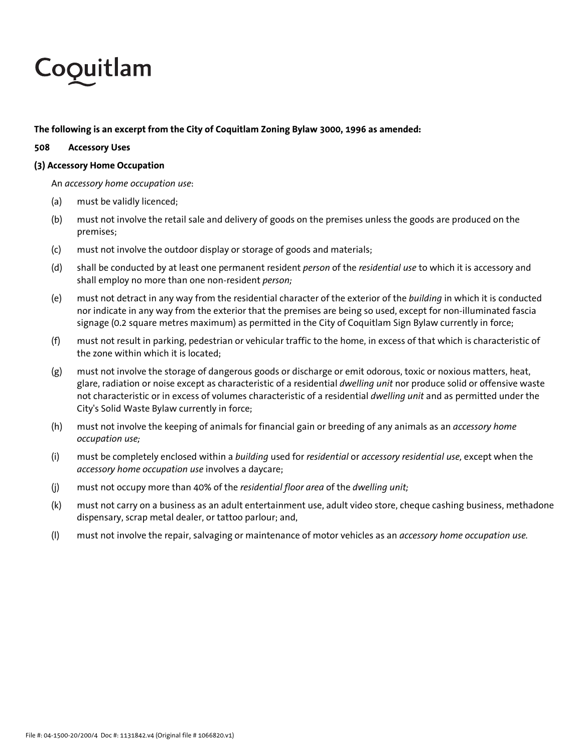Coquitlam

**The following is an excerpt from the City of Coquitlam Zoning Bylaw 3000, 1996 as amended:**

**508 Accessory Uses**

**(3) Accessory Home Occupation**

An *accessory home occupation use*:

(a) must be validly licenced;

(b) must not involve the retail sale and delivery of goods on the premises unless the goods are produced on the premises;

(c) must not involve the outdoor display or storage of goods and materials;

(d) shall be conducted by at least one permanent resident *person* of the *residential use* to which it is accessory and shall employ no more than one non-resident *person;*

(e) must not detract in any way from the residential character of the exterior of the *building* in which it is conducted nor indicate in any way from the exterior that the premises are being so used, except for non-illuminated fascia signage (0.2 square metres maximum) as permitted in the City of Coquitlam Sign Bylaw currently in force;

(f) must not result in parking, pedestrian or vehicular traffic to the home, in excess of that which is characteristic of the zone within which it is located;

(g) must not involve the storage of dangerous goods or discharge or emit odorous, toxic or noxious matters, heat, glare, radiation or noise except as characteristic of a residential *dwelling unit* nor produce solid or offensive waste not characteristic or in excess of volumes characteristic of a residential *dwelling unit* and as permitted under the City's Solid Waste Bylaw currently in force;

(h) must not involve the keeping of animals for financial gain or breeding of any animals as an *accessory home occupation use;*

(i) must be completely enclosed within a *building* used for *residential* or *accessory residential use,* except when the *accessory home occupation use* involves a daycare;

(j) must not occupy more than 40% of the *residential floor area* of the *dwelling unit;*

(k) must not carry on a business as an adult entertainment use, adult video store, cheque cashing business, methadone dispensary, scrap metal dealer, or tattoo parlour; and,

(l) must not involve the repair, salvaging or maintenance of motor vehicles as an *accessory home occupation use.*

File #: 04-1500-20/200/4 Doc #: 1131842.v4 (Original file # 1066820.v1)